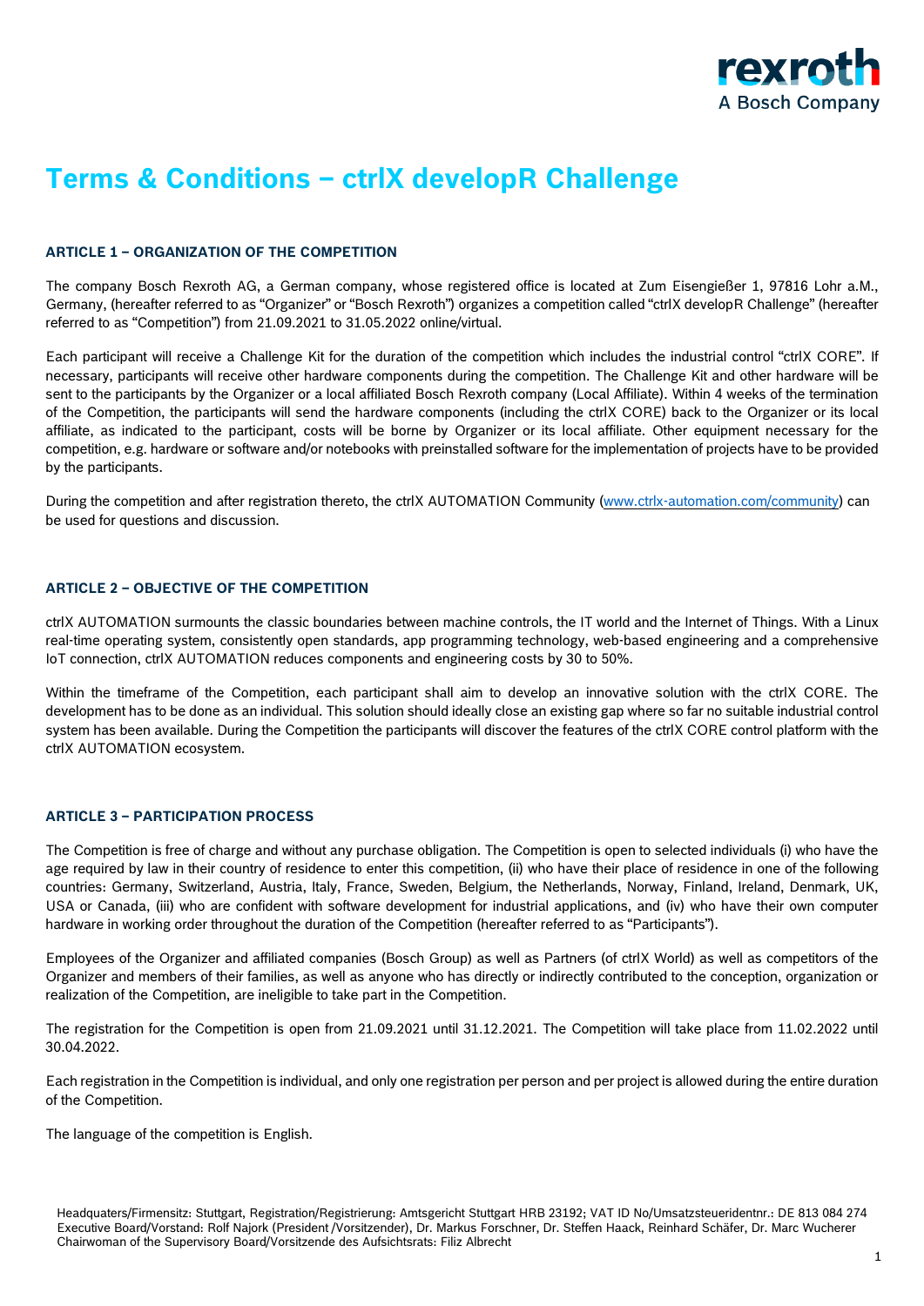# Terms & Conditions – ctrlX developR Challenge

## ARTICLE 1 – ORGANIZATION OF THE COMPETITION

The company Bosch Rexroth AG, a German company, whose registered office is located at Zum Eisengießer 1, 97816 Lohr a.M., Germany, (hereafter referred to as "Organizer" or "Bosch Rexroth") organizes a competition called "ctrlX developR Challenge" (hereafter referred to as "Competition") from 21.09.2021 to 31.05.2022 online/virtual.

Each participant will receive a Challenge Kit for the duration of the competition which includes the industrial control "ctrlX CORE". If necessary, participants will receive other hardware components during the competition. The Challenge Kit and other hardware will be sent to the participants by the Organizer or a local affiliated Bosch Rexroth company (Local Affiliate). Within 4 weeks of the termination of the Competition, the participants will send the hardware components (including the ctrlX CORE) back to the Organizer or its local affiliate, as indicated to the participant, costs will be borne by Organizer or its local affiliate. Other equipment necessary for the competition, e.g. hardware or software and/or notebooks with preinstalled software for the implementation of projects have to be provided by the participants.

During the competition and after registration thereto, the ctrlX AUTOMATION Community (www.ctrlx-automation.com/community) can be used for questions and discussion.

## ARTICLE 2 – OBJECTIVE OF THE COMPETITION

ctrlX AUTOMATION surmounts the classic boundaries between machine controls, the IT world and the Internet of Things. With a Linux real-time operating system, consistently open standards, app programming technology, web-based engineering and a comprehensive IoT connection, ctrlX AUTOMATION reduces components and engineering costs by 30 to 50%.

Within the timeframe of the Competition, each participant shall aim to develop an innovative solution with the ctrlX CORE. The development has to be done as an individual. This solution should ideally close an existing gap where so far no suitable industrial control system has been available. During the Competition the participants will discover the features of the ctrlX CORE control platform with the ctrlX AUTOMATION ecosystem.

## ARTICLE 3 – PARTICIPATION PROCESS

The Competition is free of charge and without any purchase obligation. The Competition is open to selected individuals (i) who have the age required by law in their country of residence to enter this competition, (ii) who have their place of residence in one of the following countries: Germany, Switzerland, Austria, Italy, France, Sweden, Belgium, the Netherlands, Norway, Finland, Ireland, Denmark, UK, USA or Canada, (iii) who are confident with software development for industrial applications, and (iv) who have their own computer hardware in working order throughout the duration of the Competition (hereafter referred to as "Participants").

Employees of the Organizer and affiliated companies (Bosch Group) as well as Partners (of ctrlX World) as well as competitors of the Organizer and members of their families, as well as anyone who has directly or indirectly contributed to the conception, organization or realization of the Competition, are ineligible to take part in the Competition.

The registration for the Competition is open from 21.09.2021 until 31.12.2021. The Competition will take place from 11.02.2022 until 30.04.2022.

Each registration in the Competition is individual, and only one registration per person and per project is allowed during the entire duration of the Competition.

The language of the competition is English.

Headquaters/Firmensitz: Stuttgart, Registration/Registrierung: Amtsgericht Stuttgart HRB 23192; VAT ID No/Umsatzsteueridentnr.: DE 813 084 274
Executive Board/Vorstand: Rolf Najork (President /Vorsitzender), Dr. Markus Forschner, Dr. Steffen Haack, Reinhard Schäfer, Dr. Marc Wucherer
Chairwoman of the Supervisory Board/Vorsitzende des Aufsichtsrats: Filiz Albrecht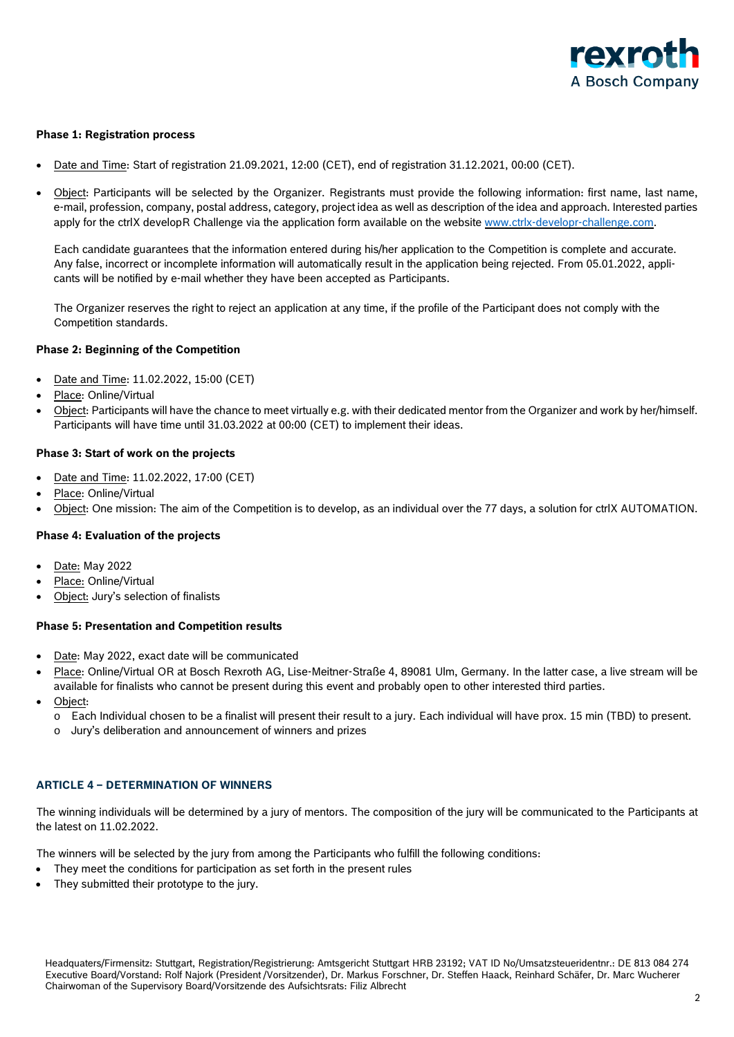**Phase 1: Registration process**

- Date and Time: Start of registration 21.09.2021, 12:00 (CET), end of registration 31.12.2021, 00:00 (CET).
- Object: Participants will be selected by the Organizer. Registrants must provide the following information: first name, last name, e-mail, profession, company, postal address, category, project idea as well as description of the idea and approach. Interested parties apply for the ctrlX developR Challenge via the application form available on the website www.ctrlx-developr-challenge.com.

  Each candidate guarantees that the information entered during his/her application to the Competition is complete and accurate. Any false, incorrect or incomplete information will automatically result in the application being rejected. From 05.01.2022, applicants will be notified by e-mail whether they have been accepted as Participants.

  The Organizer reserves the right to reject an application at any time, if the profile of the Participant does not comply with the Competition standards.

**Phase 2: Beginning of the Competition**

- Date and Time: 11.02.2022, 15:00 (CET)
- Place: Online/Virtual
- Object: Participants will have the chance to meet virtually e.g. with their dedicated mentor from the Organizer and work by her/himself. Participants will have time until 31.03.2022 at 00:00 (CET) to implement their ideas.

**Phase 3: Start of work on the projects**

- Date and Time: 11.02.2022, 17:00 (CET)
- Place: Online/Virtual
- Object: One mission: The aim of the Competition is to develop, as an individual over the 77 days, a solution for ctrlX AUTOMATION.

**Phase 4: Evaluation of the projects**

- Date: May 2022
- Place: Online/Virtual
- Object: Jury's selection of finalists

**Phase 5: Presentation and Competition results**

- Date: May 2022, exact date will be communicated
- Place: Online/Virtual OR at Bosch Rexroth AG, Lise-Meitner-Straße 4, 89081 Ulm, Germany. In the latter case, a live stream will be available for finalists who cannot be present during this event and probably open to other interested third parties.
- Object:
  - Each Individual chosen to be a finalist will present their result to a jury. Each individual will have prox. 15 min (TBD) to present.
  - Jury's deliberation and announcement of winners and prizes

## ARTICLE 4 – DETERMINATION OF WINNERS

The winning individuals will be determined by a jury of mentors. The composition of the jury will be communicated to the Participants at the latest on 11.02.2022.

The winners will be selected by the jury from among the Participants who fulfill the following conditions:

- They meet the conditions for participation as set forth in the present rules
- They submitted their prototype to the jury.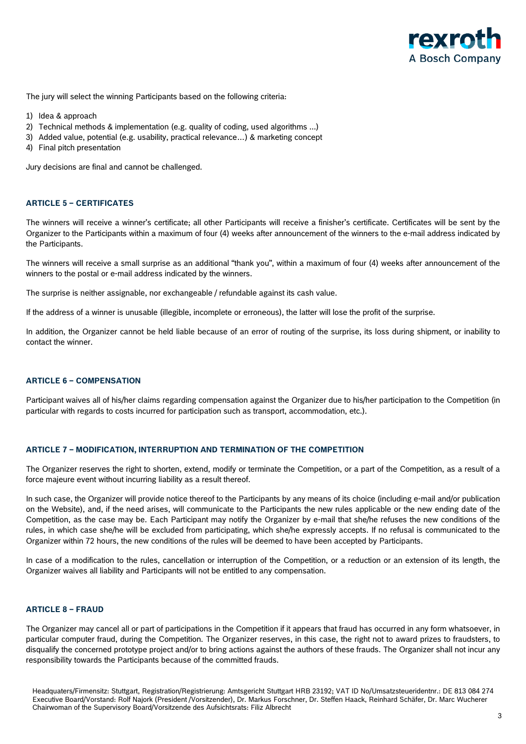The jury will select the winning Participants based on the following criteria:

1) Idea & approach
2) Technical methods & implementation (e.g. quality of coding, used algorithms ...)
3) Added value, potential (e.g. usability, practical relevance…) & marketing concept
4) Final pitch presentation

Jury decisions are final and cannot be challenged.

## ARTICLE 5 – CERTIFICATES

The winners will receive a winner's certificate; all other Participants will receive a finisher's certificate. Certificates will be sent by the Organizer to the Participants within a maximum of four (4) weeks after announcement of the winners to the e-mail address indicated by the Participants.

The winners will receive a small surprise as an additional "thank you", within a maximum of four (4) weeks after announcement of the winners to the postal or e-mail address indicated by the winners.

The surprise is neither assignable, nor exchangeable / refundable against its cash value.

If the address of a winner is unusable (illegible, incomplete or erroneous), the latter will lose the profit of the surprise.

In addition, the Organizer cannot be held liable because of an error of routing of the surprise, its loss during shipment, or inability to contact the winner.

## ARTICLE 6 – COMPENSATION

Participant waives all of his/her claims regarding compensation against the Organizer due to his/her participation to the Competition (in particular with regards to costs incurred for participation such as transport, accommodation, etc.).

## ARTICLE 7 – MODIFICATION, INTERRUPTION AND TERMINATION OF THE COMPETITION

The Organizer reserves the right to shorten, extend, modify or terminate the Competition, or a part of the Competition, as a result of a force majeure event without incurring liability as a result thereof.

In such case, the Organizer will provide notice thereof to the Participants by any means of its choice (including e-mail and/or publication on the Website), and, if the need arises, will communicate to the Participants the new rules applicable or the new ending date of the Competition, as the case may be. Each Participant may notify the Organizer by e-mail that she/he refuses the new conditions of the rules, in which case she/he will be excluded from participating, which she/he expressly accepts. If no refusal is communicated to the Organizer within 72 hours, the new conditions of the rules will be deemed to have been accepted by Participants.

In case of a modification to the rules, cancellation or interruption of the Competition, or a reduction or an extension of its length, the Organizer waives all liability and Participants will not be entitled to any compensation.

## ARTICLE 8 – FRAUD

The Organizer may cancel all or part of participations in the Competition if it appears that fraud has occurred in any form whatsoever, in particular computer fraud, during the Competition. The Organizer reserves, in this case, the right not to award prizes to fraudsters, to disqualify the concerned prototype project and/or to bring actions against the authors of these frauds. The Organizer shall not incur any responsibility towards the Participants because of the committed frauds.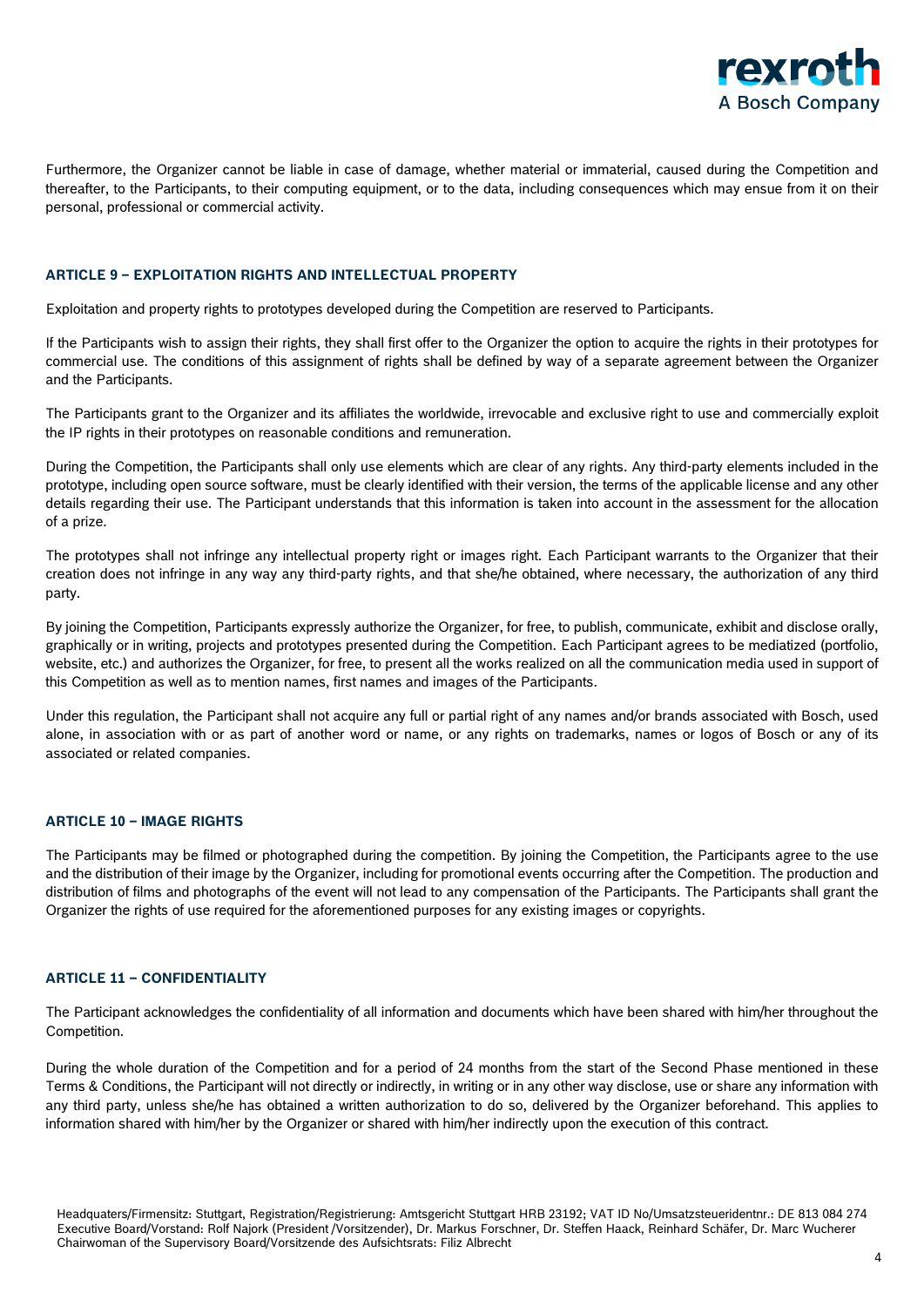Furthermore, the Organizer cannot be liable in case of damage, whether material or immaterial, caused during the Competition and thereafter, to the Participants, to their computing equipment, or to the data, including consequences which may ensue from it on their personal, professional or commercial activity.

### ARTICLE 9 – EXPLOITATION RIGHTS AND INTELLECTUAL PROPERTY

Exploitation and property rights to prototypes developed during the Competition are reserved to Participants.

If the Participants wish to assign their rights, they shall first offer to the Organizer the option to acquire the rights in their prototypes for commercial use. The conditions of this assignment of rights shall be defined by way of a separate agreement between the Organizer and the Participants.

The Participants grant to the Organizer and its affiliates the worldwide, irrevocable and exclusive right to use and commercially exploit the IP rights in their prototypes on reasonable conditions and remuneration.

During the Competition, the Participants shall only use elements which are clear of any rights. Any third-party elements included in the prototype, including open source software, must be clearly identified with their version, the terms of the applicable license and any other details regarding their use. The Participant understands that this information is taken into account in the assessment for the allocation of a prize.

The prototypes shall not infringe any intellectual property right or images right. Each Participant warrants to the Organizer that their creation does not infringe in any way any third-party rights, and that she/he obtained, where necessary, the authorization of any third party.

By joining the Competition, Participants expressly authorize the Organizer, for free, to publish, communicate, exhibit and disclose orally, graphically or in writing, projects and prototypes presented during the Competition. Each Participant agrees to be mediatized (portfolio, website, etc.) and authorizes the Organizer, for free, to present all the works realized on all the communication media used in support of this Competition as well as to mention names, first names and images of the Participants.

Under this regulation, the Participant shall not acquire any full or partial right of any names and/or brands associated with Bosch, used alone, in association with or as part of another word or name, or any rights on trademarks, names or logos of Bosch or any of its associated or related companies.

### ARTICLE 10 – IMAGE RIGHTS

The Participants may be filmed or photographed during the competition. By joining the Competition, the Participants agree to the use and the distribution of their image by the Organizer, including for promotional events occurring after the Competition. The production and distribution of films and photographs of the event will not lead to any compensation of the Participants. The Participants shall grant the Organizer the rights of use required for the aforementioned purposes for any existing images or copyrights.

### ARTICLE 11 – CONFIDENTIALITY

The Participant acknowledges the confidentiality of all information and documents which have been shared with him/her throughout the Competition.

During the whole duration of the Competition and for a period of 24 months from the start of the Second Phase mentioned in these Terms & Conditions, the Participant will not directly or indirectly, in writing or in any other way disclose, use or share any information with any third party, unless she/he has obtained a written authorization to do so, delivered by the Organizer beforehand. This applies to information shared with him/her by the Organizer or shared with him/her indirectly upon the execution of this contract.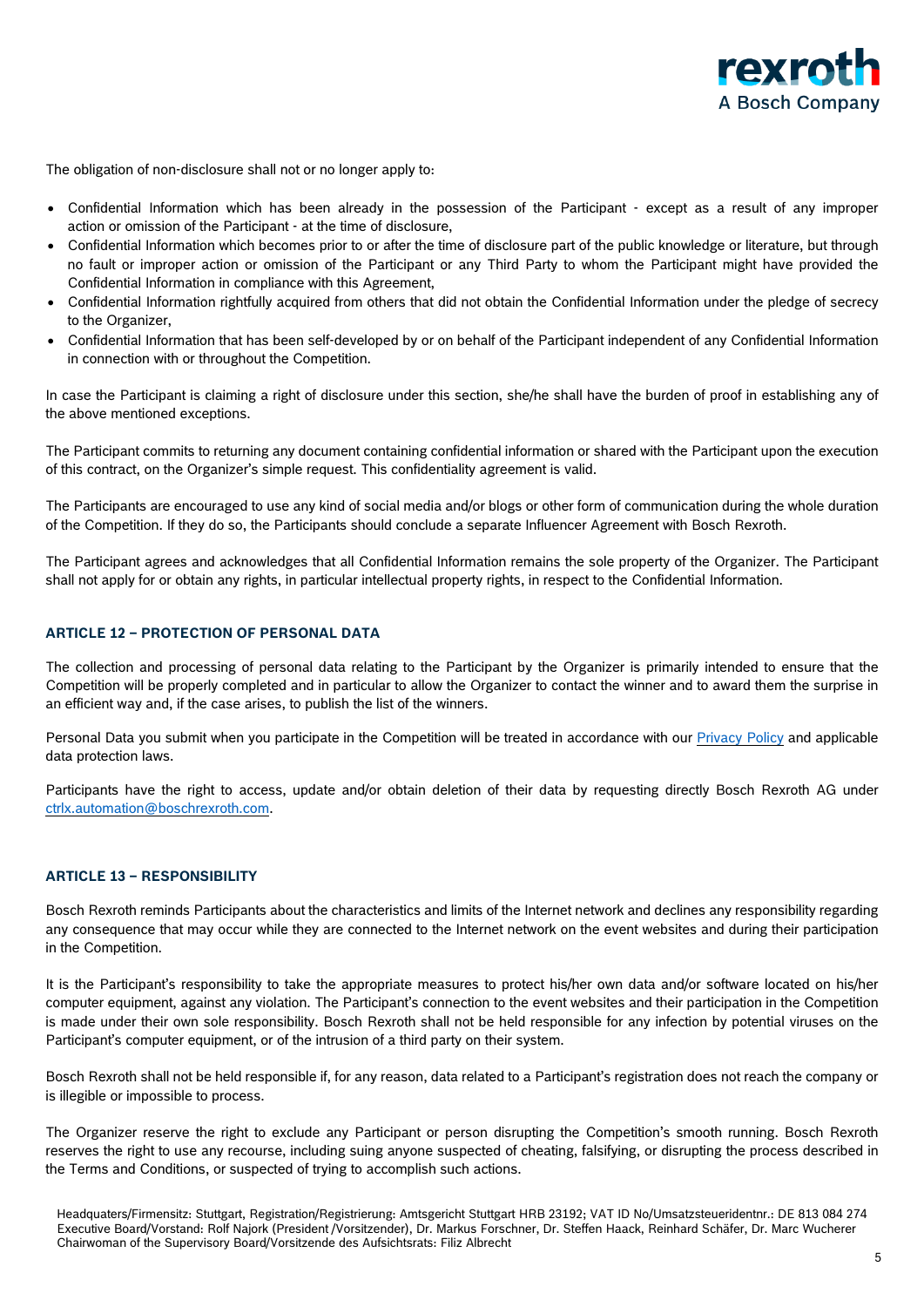The obligation of non-disclosure shall not or no longer apply to:

- Confidential Information which has been already in the possession of the Participant - except as a result of any improper action or omission of the Participant - at the time of disclosure,
- Confidential Information which becomes prior to or after the time of disclosure part of the public knowledge or literature, but through no fault or improper action or omission of the Participant or any Third Party to whom the Participant might have provided the Confidential Information in compliance with this Agreement,
- Confidential Information rightfully acquired from others that did not obtain the Confidential Information under the pledge of secrecy to the Organizer,
- Confidential Information that has been self-developed by or on behalf of the Participant independent of any Confidential Information in connection with or throughout the Competition.

In case the Participant is claiming a right of disclosure under this section, she/he shall have the burden of proof in establishing any of the above mentioned exceptions.

The Participant commits to returning any document containing confidential information or shared with the Participant upon the execution of this contract, on the Organizer's simple request. This confidentiality agreement is valid.

The Participants are encouraged to use any kind of social media and/or blogs or other form of communication during the whole duration of the Competition. If they do so, the Participants should conclude a separate Influencer Agreement with Bosch Rexroth.

The Participant agrees and acknowledges that all Confidential Information remains the sole property of the Organizer. The Participant shall not apply for or obtain any rights, in particular intellectual property rights, in respect to the Confidential Information.

## ARTICLE 12 – PROTECTION OF PERSONAL DATA

The collection and processing of personal data relating to the Participant by the Organizer is primarily intended to ensure that the Competition will be properly completed and in particular to allow the Organizer to contact the winner and to award them the surprise in an efficient way and, if the case arises, to publish the list of the winners.

Personal Data you submit when you participate in the Competition will be treated in accordance with our Privacy Policy and applicable data protection laws.

Participants have the right to access, update and/or obtain deletion of their data by requesting directly Bosch Rexroth AG under ctrlx.automation@boschrexroth.com.

## ARTICLE 13 – RESPONSIBILITY

Bosch Rexroth reminds Participants about the characteristics and limits of the Internet network and declines any responsibility regarding any consequence that may occur while they are connected to the Internet network on the event websites and during their participation in the Competition.

It is the Participant's responsibility to take the appropriate measures to protect his/her own data and/or software located on his/her computer equipment, against any violation. The Participant's connection to the event websites and their participation in the Competition is made under their own sole responsibility. Bosch Rexroth shall not be held responsible for any infection by potential viruses on the Participant's computer equipment, or of the intrusion of a third party on their system.

Bosch Rexroth shall not be held responsible if, for any reason, data related to a Participant's registration does not reach the company or is illegible or impossible to process.

The Organizer reserve the right to exclude any Participant or person disrupting the Competition's smooth running. Bosch Rexroth reserves the right to use any recourse, including suing anyone suspected of cheating, falsifying, or disrupting the process described in the Terms and Conditions, or suspected of trying to accomplish such actions.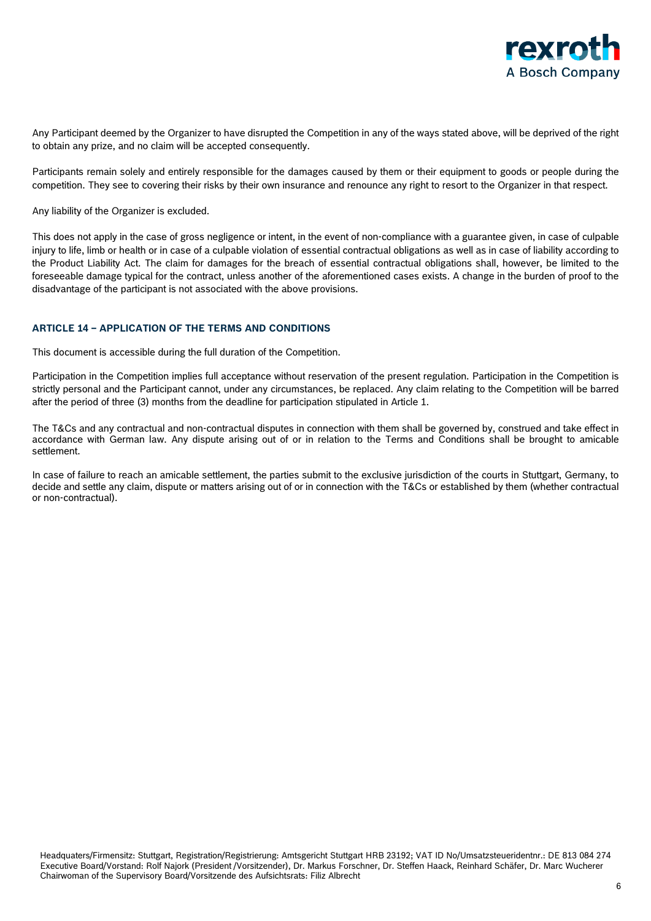Any Participant deemed by the Organizer to have disrupted the Competition in any of the ways stated above, will be deprived of the right to obtain any prize, and no claim will be accepted consequently.

Participants remain solely and entirely responsible for the damages caused by them or their equipment to goods or people during the competition. They see to covering their risks by their own insurance and renounce any right to resort to the Organizer in that respect.

Any liability of the Organizer is excluded.

This does not apply in the case of gross negligence or intent, in the event of non-compliance with a guarantee given, in case of culpable injury to life, limb or health or in case of a culpable violation of essential contractual obligations as well as in case of liability according to the Product Liability Act. The claim for damages for the breach of essential contractual obligations shall, however, be limited to the foreseeable damage typical for the contract, unless another of the aforementioned cases exists. A change in the burden of proof to the disadvantage of the participant is not associated with the above provisions.

## ARTICLE 14 – APPLICATION OF THE TERMS AND CONDITIONS

This document is accessible during the full duration of the Competition.

Participation in the Competition implies full acceptance without reservation of the present regulation. Participation in the Competition is strictly personal and the Participant cannot, under any circumstances, be replaced. Any claim relating to the Competition will be barred after the period of three (3) months from the deadline for participation stipulated in Article 1.

The T&Cs and any contractual and non-contractual disputes in connection with them shall be governed by, construed and take effect in accordance with German law. Any dispute arising out of or in relation to the Terms and Conditions shall be brought to amicable settlement.

In case of failure to reach an amicable settlement, the parties submit to the exclusive jurisdiction of the courts in Stuttgart, Germany, to decide and settle any claim, dispute or matters arising out of or in connection with the T&Cs or established by them (whether contractual or non-contractual).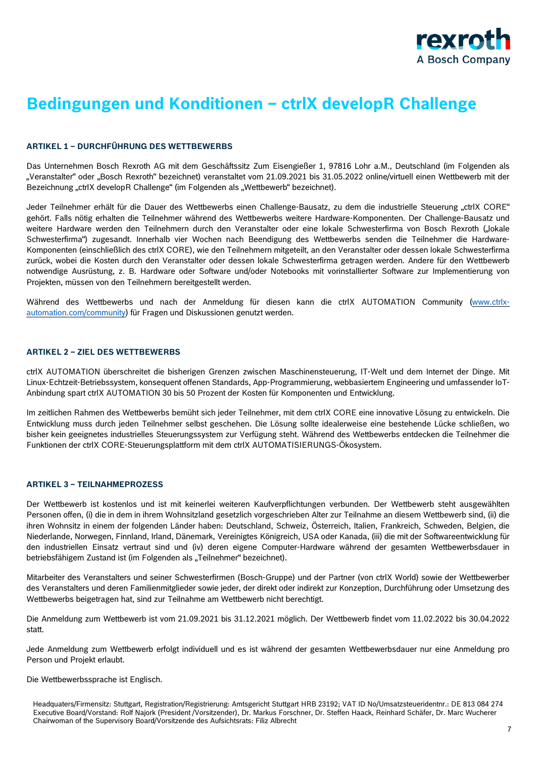# Bedingungen und Konditionen – ctrlX developR Challenge

## ARTIKEL 1 – DURCHFÜHRUNG DES WETTBEWERBS

Das Unternehmen Bosch Rexroth AG mit dem Geschäftssitz Zum Eisengießer 1, 97816 Lohr a.M., Deutschland (im Folgenden als „Veranstalter" oder „Bosch Rexroth" bezeichnet) veranstaltet vom 21.09.2021 bis 31.05.2022 online/virtuell einen Wettbewerb mit der Bezeichnung „ctrlX developR Challenge" (im Folgenden als „Wettbewerb" bezeichnet).

Jeder Teilnehmer erhält für die Dauer des Wettbewerbs einen Challenge-Bausatz, zu dem die industrielle Steuerung „ctrlX CORE" gehört. Falls nötig erhalten die Teilnehmer während des Wettbewerbs weitere Hardware-Komponenten. Der Challenge-Bausatz und weitere Hardware werden den Teilnehmern durch den Veranstalter oder eine lokale Schwesterfirma von Bosch Rexroth („lokale Schwesterfirma") zugesandt. Innerhalb vier Wochen nach Beendigung des Wettbewerbs senden die Teilnehmer die Hardware-Komponenten (einschließlich des ctrlX CORE), wie den Teilnehmern mitgeteilt, an den Veranstalter oder dessen lokale Schwesterfirma zurück, wobei die Kosten durch den Veranstalter oder dessen lokale Schwesterfirma getragen werden. Andere für den Wettbewerb notwendige Ausrüstung, z. B. Hardware oder Software und/oder Notebooks mit vorinstallierter Software zur Implementierung von Projekten, müssen von den Teilnehmern bereitgestellt werden.

Während des Wettbewerbs und nach der Anmeldung für diesen kann die ctrlX AUTOMATION Community (www.ctrlx-automation.com/community) für Fragen und Diskussionen genutzt werden.

## ARTIKEL 2 – ZIEL DES WETTBEWERBS

ctrlX AUTOMATION überschreitet die bisherigen Grenzen zwischen Maschinensteuerung, IT-Welt und dem Internet der Dinge. Mit Linux-Echtzeit-Betriebssystem, konsequent offenen Standards, App-Programmierung, webbasiertem Engineering und umfassender IoT-Anbindung spart ctrlX AUTOMATION 30 bis 50 Prozent der Kosten für Komponenten und Entwicklung.

Im zeitlichen Rahmen des Wettbewerbs bemüht sich jeder Teilnehmer, mit dem ctrlX CORE eine innovative Lösung zu entwickeln. Die Entwicklung muss durch jeden Teilnehmer selbst geschehen. Die Lösung sollte idealerweise eine bestehende Lücke schließen, wo bisher kein geeignetes industrielles Steuerungssystem zur Verfügung steht. Während des Wettbewerbs entdecken die Teilnehmer die Funktionen der ctrlX CORE-Steuerungsplattform mit dem ctrlX AUTOMATISIERUNGS-Ökosystem.

## ARTIKEL 3 – TEILNAHMEPROZESS

Der Wettbewerb ist kostenlos und ist mit keinerlei weiteren Kaufverpflichtungen verbunden. Der Wettbewerb steht ausgewählten Personen offen, (i) die in dem in ihrem Wohnsitzland gesetzlich vorgeschrieben Alter zur Teilnahme an diesem Wettbewerb sind, (ii) die ihren Wohnsitz in einem der folgenden Länder haben: Deutschland, Schweiz, Österreich, Italien, Frankreich, Schweden, Belgien, die Niederlande, Norwegen, Finnland, Irland, Dänemark, Vereinigtes Königreich, USA oder Kanada, (iii) die mit der Softwareentwicklung für den industriellen Einsatz vertraut sind und (iv) deren eigene Computer-Hardware während der gesamten Wettbewerbsdauer in betriebsfähigem Zustand ist (im Folgenden als „Teilnehmer" bezeichnet).

Mitarbeiter des Veranstalters und seiner Schwesterfirmen (Bosch-Gruppe) und der Partner (von ctrlX World) sowie der Wettbewerber des Veranstalters und deren Familienmitglieder sowie jeder, der direkt oder indirekt zur Konzeption, Durchführung oder Umsetzung des Wettbewerbs beigetragen hat, sind zur Teilnahme am Wettbewerb nicht berechtigt.

Die Anmeldung zum Wettbewerb ist vom 21.09.2021 bis 31.12.2021 möglich. Der Wettbewerb findet vom 11.02.2022 bis 30.04.2022 statt.

Jede Anmeldung zum Wettbewerb erfolgt individuell und es ist während der gesamten Wettbewerbsdauer nur eine Anmeldung pro Person und Projekt erlaubt.

Die Wettbewerbssprache ist Englisch.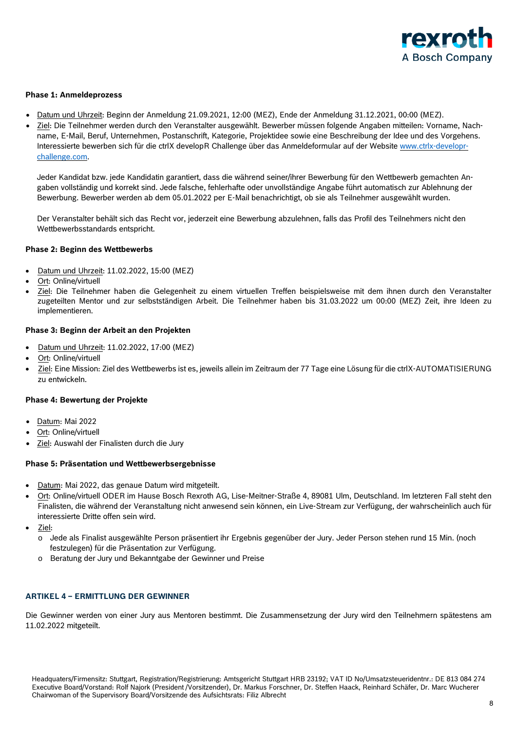**Phase 1: Anmeldeprozess**

- Datum und Uhrzeit: Beginn der Anmeldung 21.09.2021, 12:00 (MEZ), Ende der Anmeldung 31.12.2021, 00:00 (MEZ).
- Ziel: Die Teilnehmer werden durch den Veranstalter ausgewählt. Bewerber müssen folgende Angaben mitteilen: Vorname, Nachname, E-Mail, Beruf, Unternehmen, Postanschrift, Kategorie, Projektidee sowie eine Beschreibung der Idee und des Vorgehens. Interessierte bewerben sich für die ctrlX developR Challenge über das Anmeldeformular auf der Website [www.ctrlx-developr-challenge.com](http://www.ctrlx-developr-challenge.com).

  Jeder Kandidat bzw. jede Kandidatin garantiert, dass die während seiner/ihrer Bewerbung für den Wettbewerb gemachten Angaben vollständig und korrekt sind. Jede falsche, fehlerhafte oder unvollständige Angabe führt automatisch zur Ablehnung der Bewerbung. Bewerber werden ab dem 05.01.2022 per E-Mail benachrichtigt, ob sie als Teilnehmer ausgewählt wurden.

  Der Veranstalter behält sich das Recht vor, jederzeit eine Bewerbung abzulehnen, falls das Profil des Teilnehmers nicht den Wettbewerbsstandards entspricht.

**Phase 2: Beginn des Wettbewerbs**

- Datum und Uhrzeit: 11.02.2022, 15:00 (MEZ)
- Ort: Online/virtuell
- Ziel: Die Teilnehmer haben die Gelegenheit zu einem virtuellen Treffen beispielsweise mit dem ihnen durch den Veranstalter zugeteilten Mentor und zur selbstständigen Arbeit. Die Teilnehmer haben bis 31.03.2022 um 00:00 (MEZ) Zeit, ihre Ideen zu implementieren.

**Phase 3: Beginn der Arbeit an den Projekten**

- Datum und Uhrzeit: 11.02.2022, 17:00 (MEZ)
- Ort: Online/virtuell
- Ziel: Eine Mission: Ziel des Wettbewerbs ist es, jeweils allein im Zeitraum der 77 Tage eine Lösung für die ctrlX-AUTOMATISIERUNG zu entwickeln.

**Phase 4: Bewertung der Projekte**

- Datum: Mai 2022
- Ort: Online/virtuell
- Ziel: Auswahl der Finalisten durch die Jury

**Phase 5: Präsentation und Wettbewerbsergebnisse**

- Datum: Mai 2022, das genaue Datum wird mitgeteilt.
- Ort: Online/virtuell ODER im Hause Bosch Rexroth AG, Lise-Meitner-Straße 4, 89081 Ulm, Deutschland. Im letzteren Fall steht den Finalisten, die während der Veranstaltung nicht anwesend sein können, ein Live-Stream zur Verfügung, der wahrscheinlich auch für interessierte Dritte offen sein wird.
- Ziel:
  - Jede als Finalist ausgewählte Person präsentiert ihr Ergebnis gegenüber der Jury. Jeder Person stehen rund 15 Min. (noch festzulegen) für die Präsentation zur Verfügung.
  - Beratung der Jury und Bekanntgabe der Gewinner und Preise

## ARTIKEL 4 – ERMITTLUNG DER GEWINNER

Die Gewinner werden von einer Jury aus Mentoren bestimmt. Die Zusammensetzung der Jury wird den Teilnehmern spätestens am 11.02.2022 mitgeteilt.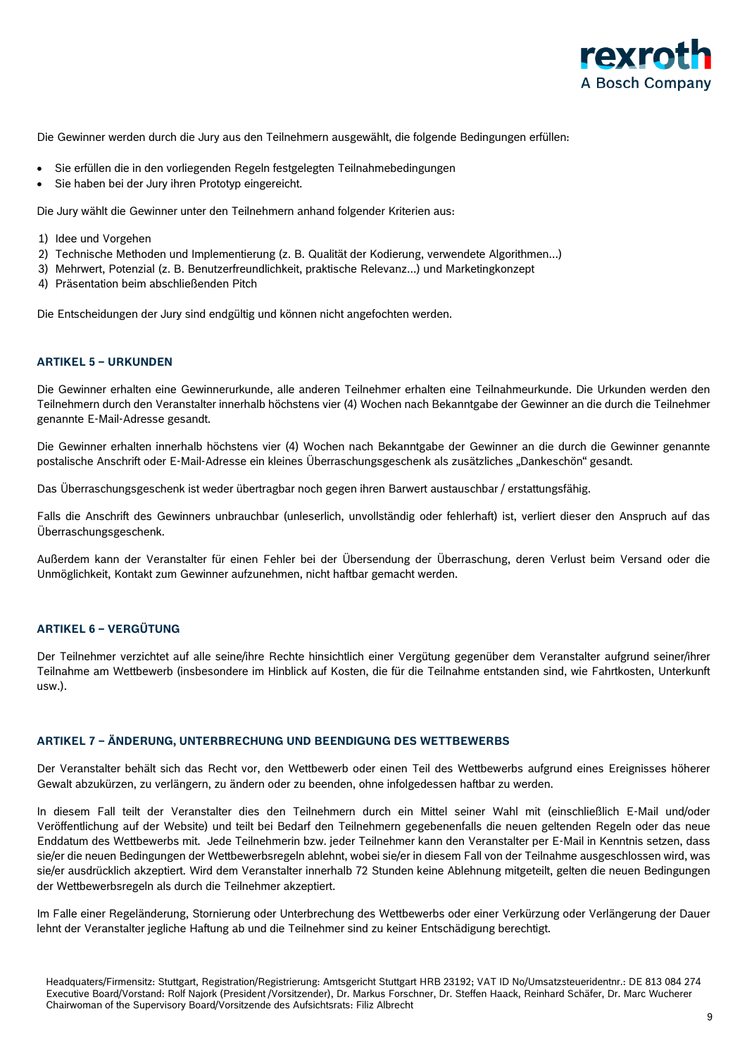Die Gewinner werden durch die Jury aus den Teilnehmern ausgewählt, die folgende Bedingungen erfüllen:

- Sie erfüllen die in den vorliegenden Regeln festgelegten Teilnahmebedingungen
- Sie haben bei der Jury ihren Prototyp eingereicht.

Die Jury wählt die Gewinner unter den Teilnehmern anhand folgender Kriterien aus:

1) Idee und Vorgehen
2) Technische Methoden und Implementierung (z. B. Qualität der Kodierung, verwendete Algorithmen...)
3) Mehrwert, Potenzial (z. B. Benutzerfreundlichkeit, praktische Relevanz...) und Marketingkonzept
4) Präsentation beim abschließenden Pitch

Die Entscheidungen der Jury sind endgültig und können nicht angefochten werden.

## ARTIKEL 5 – URKUNDEN

Die Gewinner erhalten eine Gewinnerurkunde, alle anderen Teilnehmer erhalten eine Teilnahmeurkunde. Die Urkunden werden den Teilnehmern durch den Veranstalter innerhalb höchstens vier (4) Wochen nach Bekanntgabe der Gewinner an die durch die Teilnehmer genannte E-Mail-Adresse gesandt.

Die Gewinner erhalten innerhalb höchstens vier (4) Wochen nach Bekanntgabe der Gewinner an die durch die Gewinner genannte postalische Anschrift oder E-Mail-Adresse ein kleines Überraschungsgeschenk als zusätzliches „Dankeschön" gesandt.

Das Überraschungsgeschenk ist weder übertragbar noch gegen ihren Barwert austauschbar / erstattungsfähig.

Falls die Anschrift des Gewinners unbrauchbar (unleserlich, unvollständig oder fehlerhaft) ist, verliert dieser den Anspruch auf das Überraschungsgeschenk.

Außerdem kann der Veranstalter für einen Fehler bei der Übersendung der Überraschung, deren Verlust beim Versand oder die Unmöglichkeit, Kontakt zum Gewinner aufzunehmen, nicht haftbar gemacht werden.

## ARTIKEL 6 – VERGÜTUNG

Der Teilnehmer verzichtet auf alle seine/ihre Rechte hinsichtlich einer Vergütung gegenüber dem Veranstalter aufgrund seiner/ihrer Teilnahme am Wettbewerb (insbesondere im Hinblick auf Kosten, die für die Teilnahme entstanden sind, wie Fahrtkosten, Unterkunft usw.).

## ARTIKEL 7 – ÄNDERUNG, UNTERBRECHUNG UND BEENDIGUNG DES WETTBEWERBS

Der Veranstalter behält sich das Recht vor, den Wettbewerb oder einen Teil des Wettbewerbs aufgrund eines Ereignisses höherer Gewalt abzukürzen, zu verlängern, zu ändern oder zu beenden, ohne infolgedessen haftbar zu werden.

In diesem Fall teilt der Veranstalter dies den Teilnehmern durch ein Mittel seiner Wahl mit (einschließlich E-Mail und/oder Veröffentlichung auf der Website) und teilt bei Bedarf den Teilnehmern gegebenenfalls die neuen geltenden Regeln oder das neue Enddatum des Wettbewerbs mit. Jede Teilnehmerin bzw. jeder Teilnehmer kann den Veranstalter per E-Mail in Kenntnis setzen, dass sie/er die neuen Bedingungen der Wettbewerbsregeln ablehnt, wobei sie/er in diesem Fall von der Teilnahme ausgeschlossen wird, was sie/er ausdrücklich akzeptiert. Wird dem Veranstalter innerhalb 72 Stunden keine Ablehnung mitgeteilt, gelten die neuen Bedingungen der Wettbewerbsregeln als durch die Teilnehmer akzeptiert.

Im Falle einer Regeländerung, Stornierung oder Unterbrechung des Wettbewerbs oder einer Verkürzung oder Verlängerung der Dauer lehnt der Veranstalter jegliche Haftung ab und die Teilnehmer sind zu keiner Entschädigung berechtigt.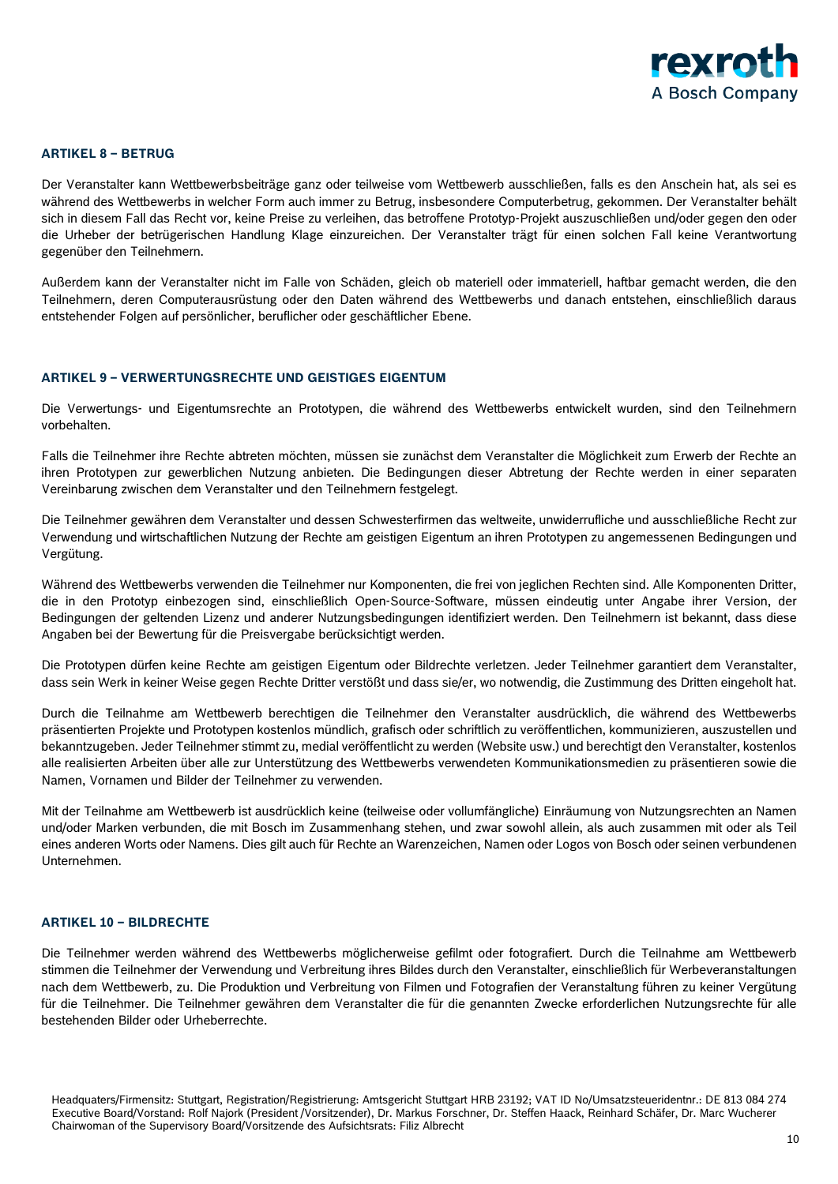## ARTIKEL 8 – BETRUG

Der Veranstalter kann Wettbewerbsbeiträge ganz oder teilweise vom Wettbewerb ausschließen, falls es den Anschein hat, als sei es während des Wettbewerbs in welcher Form auch immer zu Betrug, insbesondere Computerbetrug, gekommen. Der Veranstalter behält sich in diesem Fall das Recht vor, keine Preise zu verleihen, das betroffene Prototyp-Projekt auszuschließen und/oder gegen den oder die Urheber der betrügerischen Handlung Klage einzureichen. Der Veranstalter trägt für einen solchen Fall keine Verantwortung gegenüber den Teilnehmern.

Außerdem kann der Veranstalter nicht im Falle von Schäden, gleich ob materiell oder immateriell, haftbar gemacht werden, die den Teilnehmern, deren Computerausrüstung oder den Daten während des Wettbewerbs und danach entstehen, einschließlich daraus entstehender Folgen auf persönlicher, beruflicher oder geschäftlicher Ebene.

## ARTIKEL 9 – VERWERTUNGSRECHTE UND GEISTIGES EIGENTUM

Die Verwertungs- und Eigentumsrechte an Prototypen, die während des Wettbewerbs entwickelt wurden, sind den Teilnehmern vorbehalten.

Falls die Teilnehmer ihre Rechte abtreten möchten, müssen sie zunächst dem Veranstalter die Möglichkeit zum Erwerb der Rechte an ihren Prototypen zur gewerblichen Nutzung anbieten. Die Bedingungen dieser Abtretung der Rechte werden in einer separaten Vereinbarung zwischen dem Veranstalter und den Teilnehmern festgelegt.

Die Teilnehmer gewähren dem Veranstalter und dessen Schwesterfirmen das weltweite, unwiderrufliche und ausschließliche Recht zur Verwendung und wirtschaftlichen Nutzung der Rechte am geistigen Eigentum an ihren Prototypen zu angemessenen Bedingungen und Vergütung.

Während des Wettbewerbs verwenden die Teilnehmer nur Komponenten, die frei von jeglichen Rechten sind. Alle Komponenten Dritter, die in den Prototyp einbezogen sind, einschließlich Open-Source-Software, müssen eindeutig unter Angabe ihrer Version, der Bedingungen der geltenden Lizenz und anderer Nutzungsbedingungen identifiziert werden. Den Teilnehmern ist bekannt, dass diese Angaben bei der Bewertung für die Preisvergabe berücksichtigt werden.

Die Prototypen dürfen keine Rechte am geistigen Eigentum oder Bildrechte verletzen. Jeder Teilnehmer garantiert dem Veranstalter, dass sein Werk in keiner Weise gegen Rechte Dritter verstößt und dass sie/er, wo notwendig, die Zustimmung des Dritten eingeholt hat.

Durch die Teilnahme am Wettbewerb berechtigen die Teilnehmer den Veranstalter ausdrücklich, die während des Wettbewerbs präsentierten Projekte und Prototypen kostenlos mündlich, grafisch oder schriftlich zu veröffentlichen, kommunizieren, auszustellen und bekanntzugeben. Jeder Teilnehmer stimmt zu, medial veröffentlicht zu werden (Website usw.) und berechtigt den Veranstalter, kostenlos alle realisierten Arbeiten über alle zur Unterstützung des Wettbewerbs verwendeten Kommunikationsmedien zu präsentieren sowie die Namen, Vornamen und Bilder der Teilnehmer zu verwenden.

Mit der Teilnahme am Wettbewerb ist ausdrücklich keine (teilweise oder vollumfängliche) Einräumung von Nutzungsrechten an Namen und/oder Marken verbunden, die mit Bosch im Zusammenhang stehen, und zwar sowohl allein, als auch zusammen mit oder als Teil eines anderen Worts oder Namens. Dies gilt auch für Rechte an Warenzeichen, Namen oder Logos von Bosch oder seinen verbundenen Unternehmen.

## ARTIKEL 10 – BILDRECHTE

Die Teilnehmer werden während des Wettbewerbs möglicherweise gefilmt oder fotografiert. Durch die Teilnahme am Wettbewerb stimmen die Teilnehmer der Verwendung und Verbreitung ihres Bildes durch den Veranstalter, einschließlich für Werbeveranstaltungen nach dem Wettbewerb, zu. Die Produktion und Verbreitung von Filmen und Fotografien der Veranstaltung führen zu keiner Vergütung für die Teilnehmer. Die Teilnehmer gewähren dem Veranstalter die für die genannten Zwecke erforderlichen Nutzungsrechte für alle bestehenden Bilder oder Urheberrechte.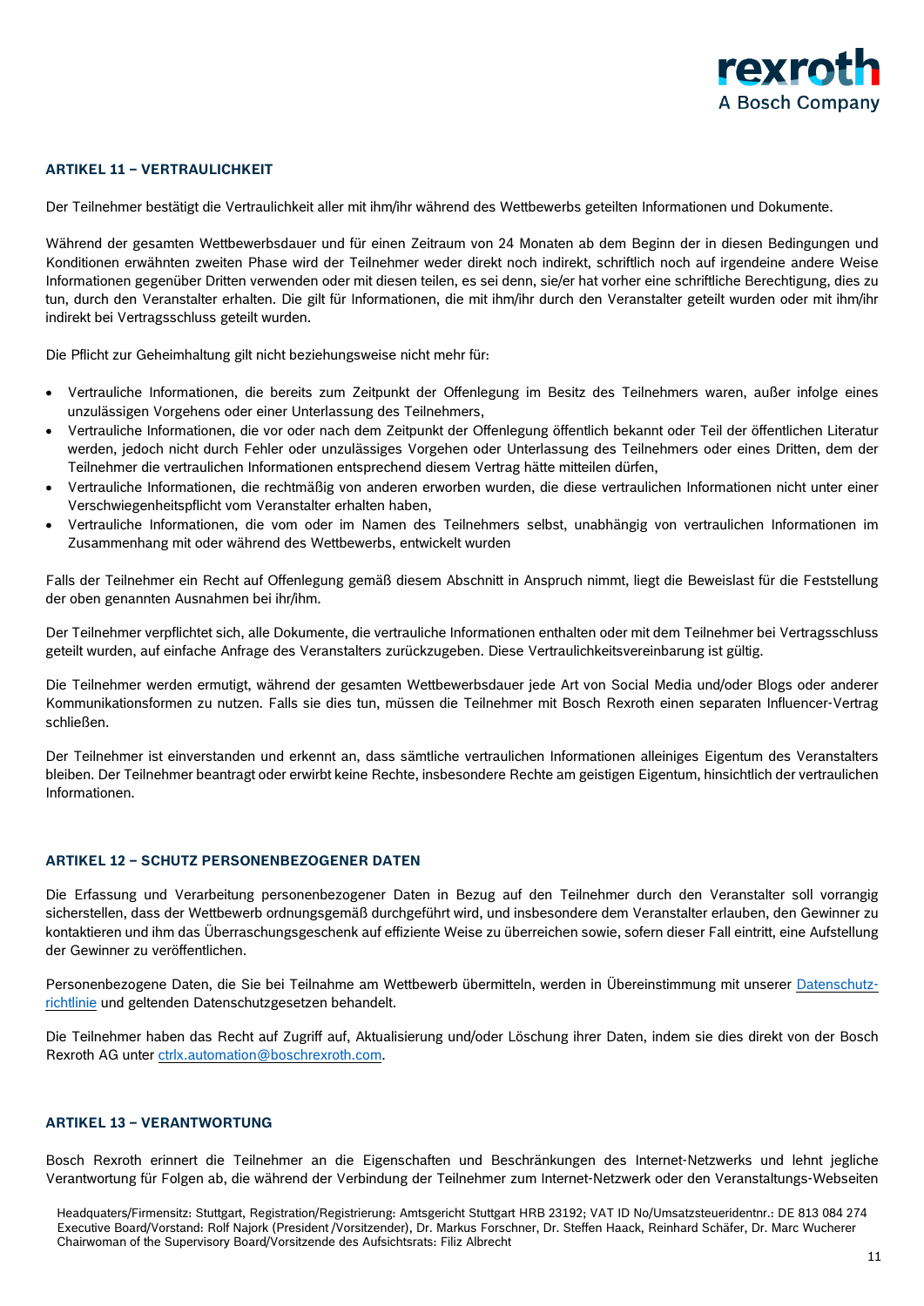## ARTIKEL 11 – VERTRAULICHKEIT

Der Teilnehmer bestätigt die Vertraulichkeit aller mit ihm/ihr während des Wettbewerbs geteilten Informationen und Dokumente.

Während der gesamten Wettbewerbsdauer und für einen Zeitraum von 24 Monaten ab dem Beginn der in diesen Bedingungen und Konditionen erwähnten zweiten Phase wird der Teilnehmer weder direkt noch indirekt, schriftlich noch auf irgendeine andere Weise Informationen gegenüber Dritten verwenden oder mit diesen teilen, es sei denn, sie/er hat vorher eine schriftliche Berechtigung, dies zu tun, durch den Veranstalter erhalten. Die gilt für Informationen, die mit ihm/ihr durch den Veranstalter geteilt wurden oder mit ihm/ihr indirekt bei Vertragsschluss geteilt wurden.

Die Pflicht zur Geheimhaltung gilt nicht beziehungsweise nicht mehr für:

- Vertrauliche Informationen, die bereits zum Zeitpunkt der Offenlegung im Besitz des Teilnehmers waren, außer infolge eines unzulässigen Vorgehens oder einer Unterlassung des Teilnehmers,
- Vertrauliche Informationen, die vor oder nach dem Zeitpunkt der Offenlegung öffentlich bekannt oder Teil der öffentlichen Literatur werden, jedoch nicht durch Fehler oder unzulässiges Vorgehen oder Unterlassung des Teilnehmers oder eines Dritten, dem der Teilnehmer die vertraulichen Informationen entsprechend diesem Vertrag hätte mitteilen dürfen,
- Vertrauliche Informationen, die rechtmäßig von anderen erworben wurden, die diese vertraulichen Informationen nicht unter einer Verschwiegenheitspflicht vom Veranstalter erhalten haben,
- Vertrauliche Informationen, die vom oder im Namen des Teilnehmers selbst, unabhängig von vertraulichen Informationen im Zusammenhang mit oder während des Wettbewerbs, entwickelt wurden

Falls der Teilnehmer ein Recht auf Offenlegung gemäß diesem Abschnitt in Anspruch nimmt, liegt die Beweislast für die Feststellung der oben genannten Ausnahmen bei ihr/ihm.

Der Teilnehmer verpflichtet sich, alle Dokumente, die vertrauliche Informationen enthalten oder mit dem Teilnehmer bei Vertragsschluss geteilt wurden, auf einfache Anfrage des Veranstalters zurückzugeben. Diese Vertraulichkeitsvereinbarung ist gültig.

Die Teilnehmer werden ermutigt, während der gesamten Wettbewerbsdauer jede Art von Social Media und/oder Blogs oder anderer Kommunikationsformen zu nutzen. Falls sie dies tun, müssen die Teilnehmer mit Bosch Rexroth einen separaten Influencer-Vertrag schließen.

Der Teilnehmer ist einverstanden und erkennt an, dass sämtliche vertraulichen Informationen alleiniges Eigentum des Veranstalters bleiben. Der Teilnehmer beantragt oder erwirbt keine Rechte, insbesondere Rechte am geistigen Eigentum, hinsichtlich der vertraulichen Informationen.

## ARTIKEL 12 – SCHUTZ PERSONENBEZOGENER DATEN

Die Erfassung und Verarbeitung personenbezogener Daten in Bezug auf den Teilnehmer durch den Veranstalter soll vorrangig sicherstellen, dass der Wettbewerb ordnungsgemäß durchgeführt wird, und insbesondere dem Veranstalter erlauben, den Gewinner zu kontaktieren und ihm das Überraschungsgeschenk auf effiziente Weise zu überreichen sowie, sofern dieser Fall eintritt, eine Aufstellung der Gewinner zu veröffentlichen.

Personenbezogene Daten, die Sie bei Teilnahme am Wettbewerb übermitteln, werden in Übereinstimmung mit unserer Datenschutz-richtlinie und geltenden Datenschutzgesetzen behandelt.

Die Teilnehmer haben das Recht auf Zugriff auf, Aktualisierung und/oder Löschung ihrer Daten, indem sie dies direkt von der Bosch Rexroth AG unter ctrlx.automation@boschrexroth.com.

## ARTIKEL 13 – VERANTWORTUNG

Bosch Rexroth erinnert die Teilnehmer an die Eigenschaften und Beschränkungen des Internet-Netzwerks und lehnt jegliche Verantwortung für Folgen ab, die während der Verbindung der Teilnehmer zum Internet-Netzwerk oder den Veranstaltungs-Webseiten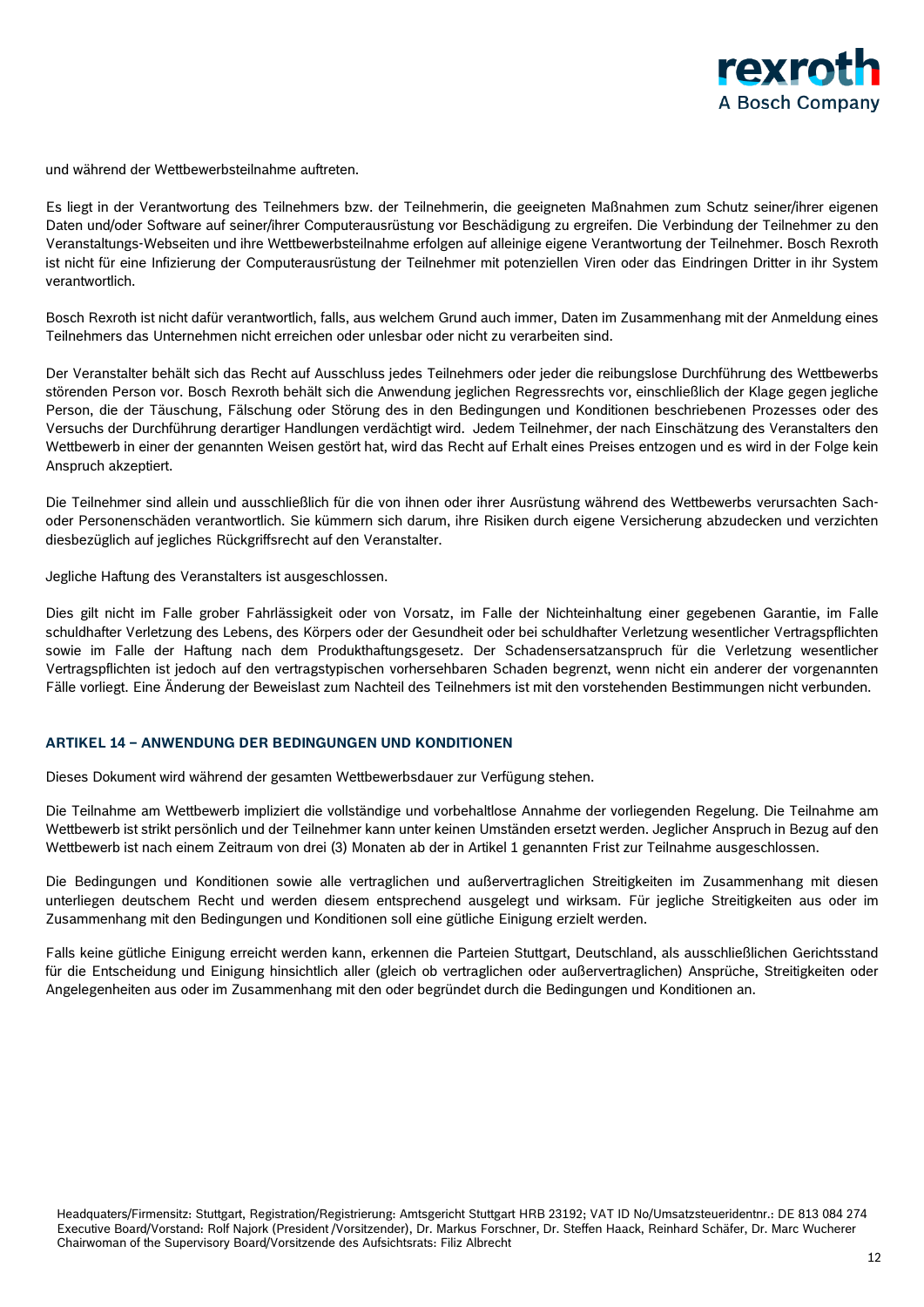und während der Wettbewerbsteilnahme auftreten.

Es liegt in der Verantwortung des Teilnehmers bzw. der Teilnehmerin, die geeigneten Maßnahmen zum Schutz seiner/ihrer eigenen Daten und/oder Software auf seiner/ihrer Computerausrüstung vor Beschädigung zu ergreifen. Die Verbindung der Teilnehmer zu den Veranstaltungs-Webseiten und ihre Wettbewerbsteilnahme erfolgen auf alleinige eigene Verantwortung der Teilnehmer. Bosch Rexroth ist nicht für eine Infizierung der Computerausrüstung der Teilnehmer mit potenziellen Viren oder das Eindringen Dritter in ihr System verantwortlich.

Bosch Rexroth ist nicht dafür verantwortlich, falls, aus welchem Grund auch immer, Daten im Zusammenhang mit der Anmeldung eines Teilnehmers das Unternehmen nicht erreichen oder unlesbar oder nicht zu verarbeiten sind.

Der Veranstalter behält sich das Recht auf Ausschluss jedes Teilnehmers oder jeder die reibungslose Durchführung des Wettbewerbs störenden Person vor. Bosch Rexroth behält sich die Anwendung jeglichen Regressrechts vor, einschließlich der Klage gegen jegliche Person, die der Täuschung, Fälschung oder Störung des in den Bedingungen und Konditionen beschriebenen Prozesses oder des Versuchs der Durchführung derartiger Handlungen verdächtigt wird. Jedem Teilnehmer, der nach Einschätzung des Veranstalters den Wettbewerb in einer der genannten Weisen gestört hat, wird das Recht auf Erhalt eines Preises entzogen und es wird in der Folge kein Anspruch akzeptiert.

Die Teilnehmer sind allein und ausschließlich für die von ihnen oder ihrer Ausrüstung während des Wettbewerbs verursachten Sach- oder Personenschäden verantwortlich. Sie kümmern sich darum, ihre Risiken durch eigene Versicherung abzudecken und verzichten diesbezüglich auf jegliches Rückgriffsrecht auf den Veranstalter.

Jegliche Haftung des Veranstalters ist ausgeschlossen.

Dies gilt nicht im Falle grober Fahrlässigkeit oder von Vorsatz, im Falle der Nichteinhaltung einer gegebenen Garantie, im Falle schuldhafter Verletzung des Lebens, des Körpers oder der Gesundheit oder bei schuldhafter Verletzung wesentlicher Vertragspflichten sowie im Falle der Haftung nach dem Produkthaftungsgesetz. Der Schadensersatzanspruch für die Verletzung wesentlicher Vertragspflichten ist jedoch auf den vertragstypischen vorhersehbaren Schaden begrenzt, wenn nicht ein anderer der vorgenannten Fälle vorliegt. Eine Änderung der Beweislast zum Nachteil des Teilnehmers ist mit den vorstehenden Bestimmungen nicht verbunden.

## ARTIKEL 14 – ANWENDUNG DER BEDINGUNGEN UND KONDITIONEN

Dieses Dokument wird während der gesamten Wettbewerbsdauer zur Verfügung stehen.

Die Teilnahme am Wettbewerb impliziert die vollständige und vorbehaltlose Annahme der vorliegenden Regelung. Die Teilnahme am Wettbewerb ist strikt persönlich und der Teilnehmer kann unter keinen Umständen ersetzt werden. Jeglicher Anspruch in Bezug auf den Wettbewerb ist nach einem Zeitraum von drei (3) Monaten ab der in Artikel 1 genannten Frist zur Teilnahme ausgeschlossen.

Die Bedingungen und Konditionen sowie alle vertraglichen und außervertraglichen Streitigkeiten im Zusammenhang mit diesen unterliegen deutschem Recht und werden diesem entsprechend ausgelegt und wirksam. Für jegliche Streitigkeiten aus oder im Zusammenhang mit den Bedingungen und Konditionen soll eine gütliche Einigung erzielt werden.

Falls keine gütliche Einigung erreicht werden kann, erkennen die Parteien Stuttgart, Deutschland, als ausschließlichen Gerichtsstand für die Entscheidung und Einigung hinsichtlich aller (gleich ob vertraglichen oder außervertraglichen) Ansprüche, Streitigkeiten oder Angelegenheiten aus oder im Zusammenhang mit den oder begründet durch die Bedingungen und Konditionen an.